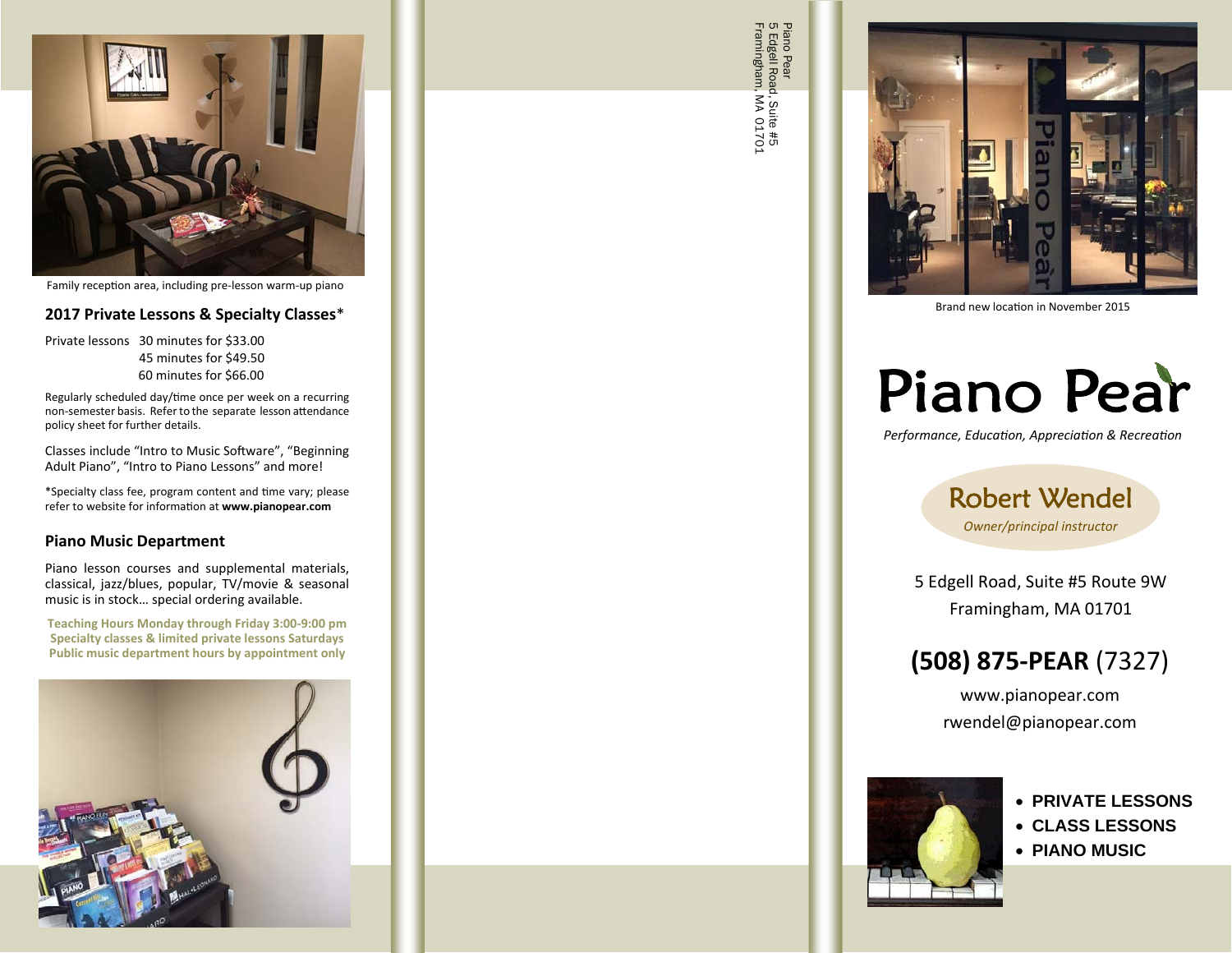Family reception area, including pre-lesson warm-up piano

### 2017 Private Lessons & Specialty Classes*

| Private lessons | 30 minutes for $33.00 |
| --- | --- |
| | 45 minutes for $49.50 |
| | 60 minutes for $66.00 |

Regularly scheduled day/time once per week on a recurring non-semester basis. Refer to the separate lesson attendance policy sheet for further details.

Classes include "Intro to Music Software", "Beginning Adult Piano", "Intro to Piano Lessons" and more!

*Specialty class fee, program content and time vary; please refer to website for information at **www.pianopear.com**

### Piano Music Department

Piano lesson courses and supplemental materials, classical, jazz/blues, popular, TV/movie & seasonal music is in stock… special ordering available.

**Teaching Hours Monday through Friday 3:00-9:00 pm**
**Specialty classes & limited private lessons Saturdays**
**Public music department hours by appointment only**

Piano Pear
5 Edgell Road, Suite #5
Framingham, MA 01701

Brand new location in November 2015

# Piano Pear

*Performance, Education, Appreciation & Recreation*

## Robert Wendel

*Owner/principal instructor*

5 Edgell Road, Suite #5 Route 9W
Framingham, MA 01701

## **(508) 875-PEAR** (7327)

www.pianopear.com
rwendel@pianopear.com

- **PRIVATE LESSONS**
- **CLASS LESSONS**
- **PIANO MUSIC**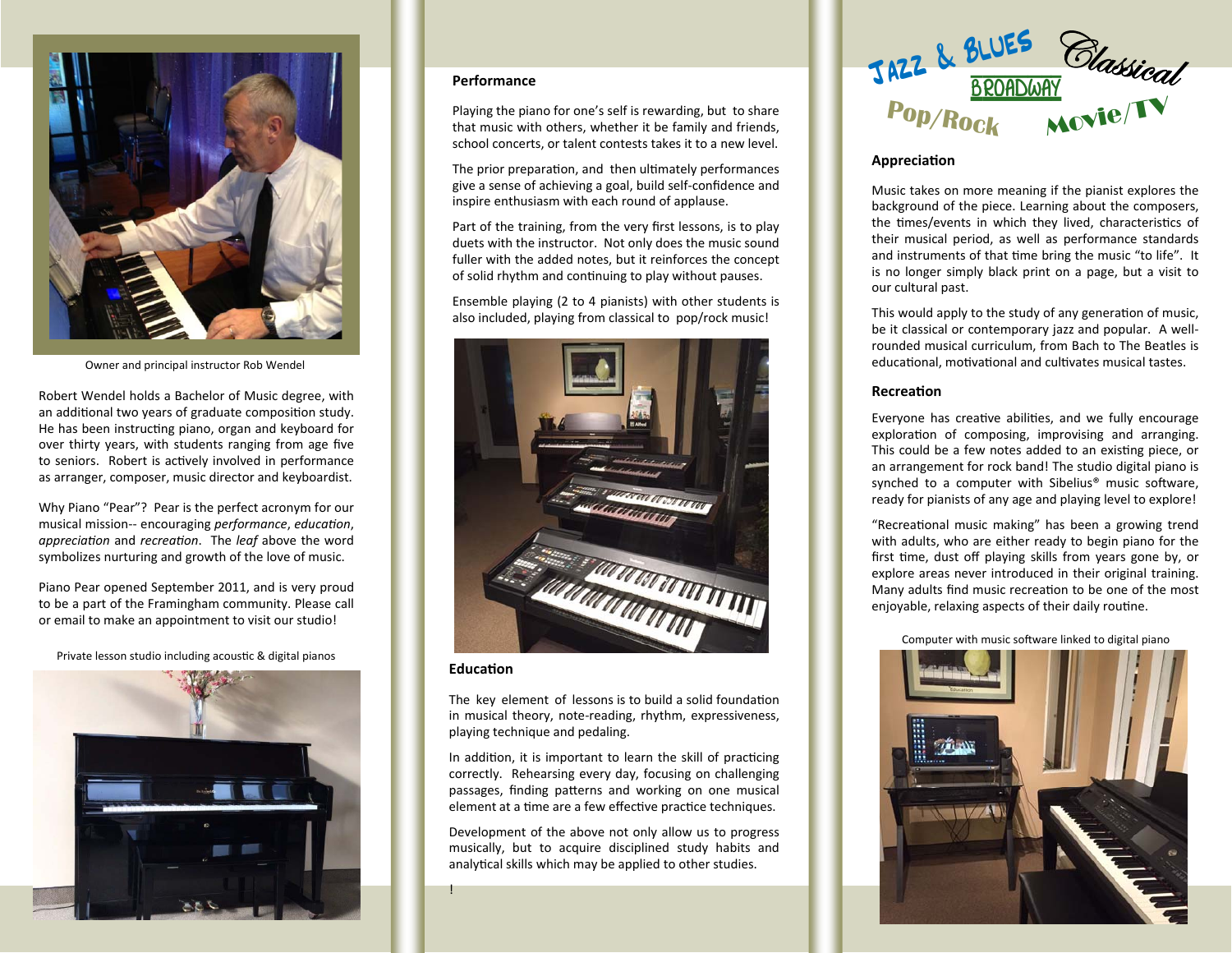Owner and principal instructor Rob Wendel

Robert Wendel holds a Bachelor of Music degree, with an additional two years of graduate composition study. He has been instructing piano, organ and keyboard for over thirty years, with students ranging from age five to seniors. Robert is actively involved in performance as arranger, composer, music director and keyboardist.

Why Piano "Pear"? Pear is the perfect acronym for our musical mission-- encouraging *performance*, *education*, *appreciation* and *recreation*. The *leaf* above the word symbolizes nurturing and growth of the love of music.

Piano Pear opened September 2011, and is very proud to be a part of the Framingham community. Please call or email to make an appointment to visit our studio!

Private lesson studio including acoustic & digital pianos

## Performance

Playing the piano for one's self is rewarding, but to share that music with others, whether it be family and friends, school concerts, or talent contests takes it to a new level.

The prior preparation, and then ultimately performances give a sense of achieving a goal, build self-confidence and inspire enthusiasm with each round of applause.

Part of the training, from the very first lessons, is to play duets with the instructor. Not only does the music sound fuller with the added notes, but it reinforces the concept of solid rhythm and continuing to play without pauses.

Ensemble playing (2 to 4 pianists) with other students is also included, playing from classical to pop/rock music!

## Education

The key element of lessons is to build a solid foundation in musical theory, note-reading, rhythm, expressiveness, playing technique and pedaling.

In addition, it is important to learn the skill of practicing correctly. Rehearsing every day, focusing on challenging passages, finding patterns and working on one musical element at a time are a few effective practice techniques.

Development of the above not only allow us to progress musically, but to acquire disciplined study habits and analytical skills which may be applied to other studies.

!

Jazz & Blues Classical Broadway Pop/Rock Movie/TV

## Appreciation

Music takes on more meaning if the pianist explores the background of the piece. Learning about the composers, the times/events in which they lived, characteristics of their musical period, as well as performance standards and instruments of that time bring the music "to life". It is no longer simply black print on a page, but a visit to our cultural past.

This would apply to the study of any generation of music, be it classical or contemporary jazz and popular. A well-rounded musical curriculum, from Bach to The Beatles is educational, motivational and cultivates musical tastes.

## Recreation

Everyone has creative abilities, and we fully encourage exploration of composing, improvising and arranging. This could be a few notes added to an existing piece, or an arrangement for rock band! The studio digital piano is synched to a computer with Sibelius® music software, ready for pianists of any age and playing level to explore!

"Recreational music making" has been a growing trend with adults, who are either ready to begin piano for the first time, dust off playing skills from years gone by, or explore areas never introduced in their original training. Many adults find music recreation to be one of the most enjoyable, relaxing aspects of their daily routine.

Computer with music software linked to digital piano